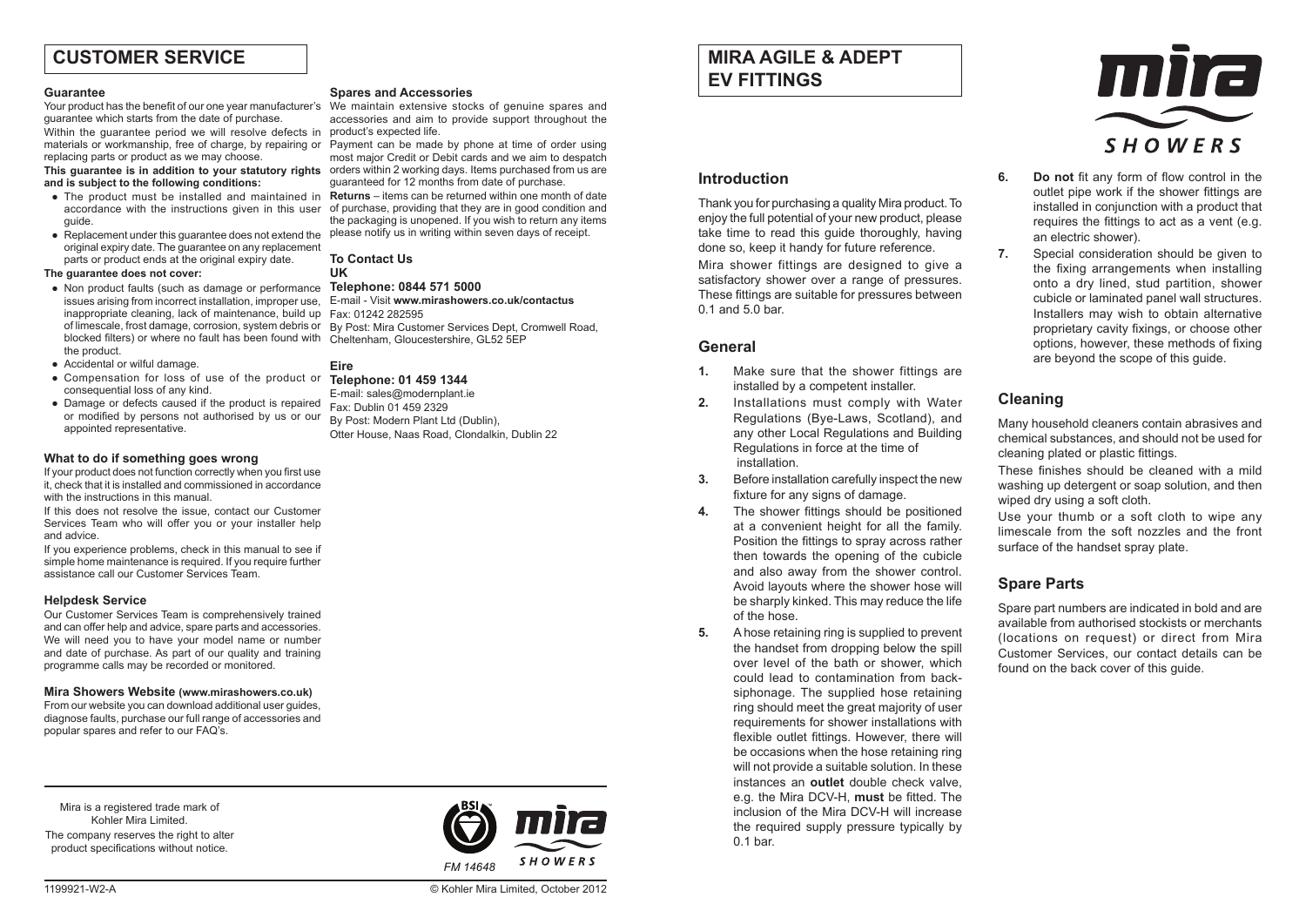## CUSTOMER SERVICE

### Guarantee

Your product has the benefit of our one year manufacturer's guarantee which starts from the date of purchase.

Within the guarantee period we will resolve defects in materials or workmanship, free of charge, by repairing or replacing parts or product as we may choose.

**This guarantee is in addition to your statutory rights and is subject to the following conditions:**

- The product must be installed and maintained in accordance with the instructions given in this user guide.
- Replacement under this guarantee does not extend the original expiry date. The guarantee on any replacement parts or product ends at the original expiry date.

**The guarantee does not cover:**

- Non product faults (such as damage or performance issues arising from incorrect installation, improper use, inappropriate cleaning, lack of maintenance, build up of limescale, frost damage, corrosion, system debris or blocked filters) or where no fault has been found with the product.
- Accidental or wilful damage.
- Compensation for loss of use of the product or consequential loss of any kind.
- Damage or defects caused if the product is repaired or modified by persons not authorised by us or our appointed representative.

### What to do if something goes wrong

If your product does not function correctly when you first use it, check that it is installed and commissioned in accordance with the instructions in this manual.

If this does not resolve the issue, contact our Customer Services Team who will offer you or your installer help and advice.

If you experience problems, check in this manual to see if simple home maintenance is required. If you require further assistance call our Customer Services Team.

### Helpdesk Service

Our Customer Services Team is comprehensively trained and can offer help and advice, spare parts and accessories. We will need you to have your model name or number and date of purchase. As part of our quality and training programme calls may be recorded or monitored.

### Mira Showers Website (www.mirashowers.co.uk)

From our website you can download additional user guides, diagnose faults, purchase our full range of accessories and popular spares and refer to our FAQ's.

### Spares and Accessories

We maintain extensive stocks of genuine spares and accessories and aim to provide support throughout the product's expected life.

Payment can be made by phone at time of order using most major Credit or Debit cards and we aim to despatch orders within 2 working days. Items purchased from us are guaranteed for 12 months from date of purchase.

**Returns** – items can be returned within one month of date of purchase, providing that they are in good condition and the packaging is unopened. If you wish to return any items please notify us in writing within seven days of receipt.

### To Contact Us

**UK**

**Telephone: 0844 571 5000**

E-mail - Visit **www.mirashowers.co.uk/contactus**

Fax: 01242 282595

By Post: Mira Customer Services Dept, Cromwell Road, Cheltenham, Gloucestershire, GL52 5EP

**Eire**

**Telephone: 01 459 1344**

E-mail: sales@modernplant.ie

Fax: Dublin 01 459 2329

By Post: Modern Plant Ltd (Dublin), Otter House, Naas Road, Clondalkin, Dublin 22

Mira is a registered trade mark of Kohler Mira Limited.

The company reserves the right to alter product specifications without notice.

FM 14648

1199921-W2-A

© Kohler Mira Limited, October 2012

## MIRA AGILE & ADEPT EV FITTINGS

### Introduction

Thank you for purchasing a quality Mira product. To enjoy the full potential of your new product, please take time to read this guide thoroughly, having done so, keep it handy for future reference.

Mira shower fittings are designed to give a satisfactory shower over a range of pressures. These fittings are suitable for pressures between 0.1 and 5.0 bar.

### General

1. Make sure that the shower fittings are installed by a competent installer.
2. Installations must comply with Water Regulations (Bye-Laws, Scotland), and any other Local Regulations and Building Regulations in force at the time of installation.
3. Before installation carefully inspect the new fixture for any signs of damage.
4. The shower fittings should be positioned at a convenient height for all the family. Position the fittings to spray across rather then towards the opening of the cubicle and also away from the shower control. Avoid layouts where the shower hose will be sharply kinked. This may reduce the life of the hose.
5. A hose retaining ring is supplied to prevent the handset from dropping below the spill over level of the bath or shower, which could lead to contamination from back-siphonage. The supplied hose retaining ring should meet the great majority of user requirements for shower installations with flexible outlet fittings. However, there will be occasions when the hose retaining ring will not provide a suitable solution. In these instances an **outlet** double check valve, e.g. the Mira DCV-H, **must** be fitted. The inclusion of the Mira DCV-H will increase the required supply pressure typically by 0.1 bar.
6. **Do not** fit any form of flow control in the outlet pipe work if the shower fittings are installed in conjunction with a product that requires the fittings to act as a vent (e.g. an electric shower).
7. Special consideration should be given to the fixing arrangements when installing onto a dry lined, stud partition, shower cubicle or laminated panel wall structures. Installers may wish to obtain alternative proprietary cavity fixings, or choose other options, however, these methods of fixing are beyond the scope of this guide.

### Cleaning

Many household cleaners contain abrasives and chemical substances, and should not be used for cleaning plated or plastic fittings.

These finishes should be cleaned with a mild washing up detergent or soap solution, and then wiped dry using a soft cloth.

Use your thumb or a soft cloth to wipe any limescale from the soft nozzles and the front surface of the handset spray plate.

### Spare Parts

Spare part numbers are indicated in bold and are available from authorised stockists or merchants (locations on request) or direct from Mira Customer Services, our contact details can be found on the back cover of this guide.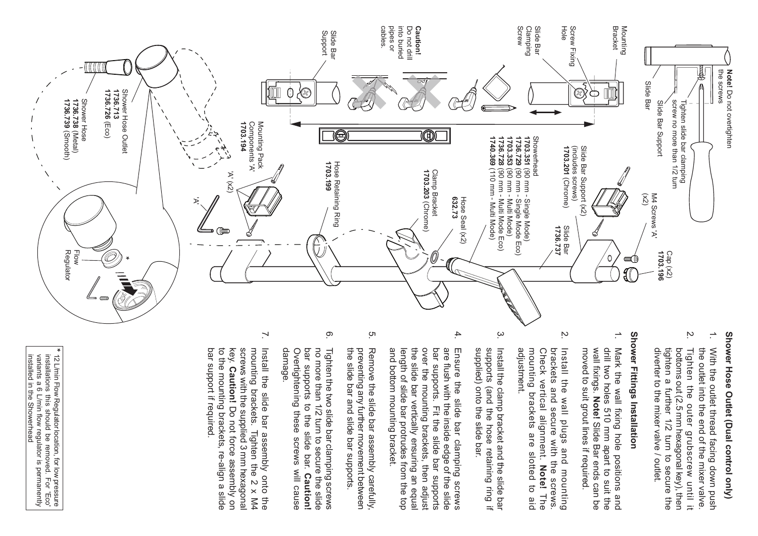## Shower Hose Outlet (Dual control only)

1. With the outlet thread facing down push the outlet into the end of the mixer valve.
2. Tighten the outer grubscrew until it bottoms out (2.5 mm hexagonal key), then tighten a further 1/2 turn to secure the diverter to the mixer valve / outlet.

## Shower Fittings Installation

1. Mark the wall fixing hole positions and drill two holes 510 mm apart to suit the wall fixings. **Note!** Slide Bar ends can be moved to suit grout lines if required.
2. Install the wall plugs and mounting brackets and secure with the screws. Check vertical alignment. **Note!** The mounting brackets are slotted to aid adjustment.
3. Install the clamp bracket and the slide bar supports (and the hose retaining ring if supplied) onto the slide bar.
4. Ensure the slide bar clamping screws are flush with the inside edge of the slide bar supports. Fit the slide bar supports over the mounting brackets, then adjust the slide bar vertically ensuring an equal length of slide bar protrudes from the top and bottom mounting bracket.
5. Remove the slide bar assembly carefully, preventing any further movement between the slide bar and slide bar supports.
6. Tighten the two slide bar clamping screws no more than 1/2 turn to secure the slide bar supports to the slide bar. **Caution!** Overtightening these screws will cause damage.
7. Install the slide bar assembly onto the mounting brackets. Tighten the 2 x M4 screws with the supplied 3 mm hexagonal key. **Caution!** Do not force assembly on to the mounting brackets, re-align a slide bar support if required.

\* 12 L/min Flow Regulator location, for low pressure installations this should be removed. For 'Eco' variants a 6 L/min flow regulator is permanently installed in the Showerhead

**Note!** Do not overtighten the screws

Tighten slide bar clamping screw no more than 1/2 turn

Slide Bar

Slide Bar Support

Mounting Bracket

Screw Fixing Hole

Slide Bar Clamping Screw

**Caution!** Do not drill into buried pipes or cables.

Slide Bar Support

M4 Screws 'A' (x2)

Cap (x2) **1703.196**

Slide Bar Support (x2) (includes screws) **1703.201** (Chrome)

Slide Bar **1736.737**

Showerhead
**1703.351** (90 mm - Single Mode)
**1736.729** (90 mm - Single Mode Eco)
**1703.353** (90 mm - Multi Mode)
**1736.728** (90 mm - Multi Mode Eco)
**1740.369** (110 mm - Multi Mode)

Hose Seal (x2) **632.73**

Clamp Bracket **1703.203** (Chrome)

Hose Retaining Ring **1703.199**

Mounting Pack Components 'A' **1703.194**

'A' (x2)

'A'

Shower Hose Outlet **1736.713** **1736.726** (Eco)

Shower Hose **1736.738** (Metal) **1736.739** (Smooth)

Flow Regulator

\*